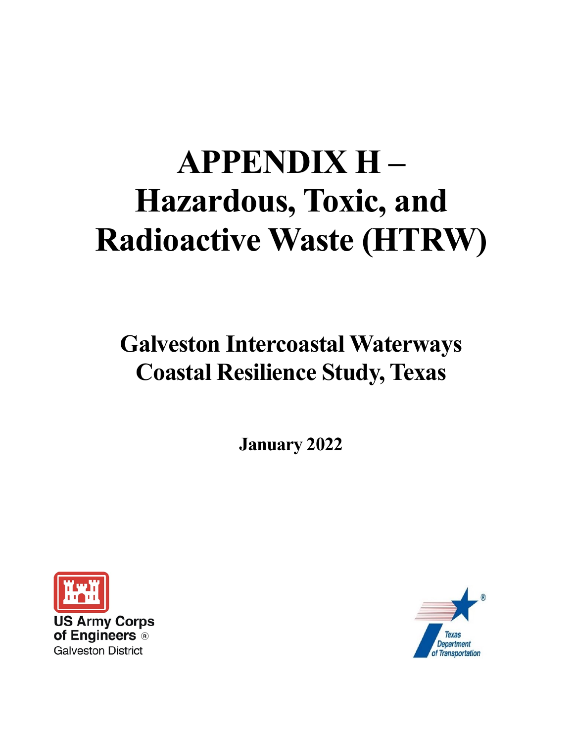# APPENDIX H – Hazardous, Toxic, and Radioactive Waste (HTRW)

## Galveston Intercoastal Waterways Coastal Resilience Study, Texas

**January 2022**

US Army Corps of Engineers®
Galveston District

Texas Department of Transportation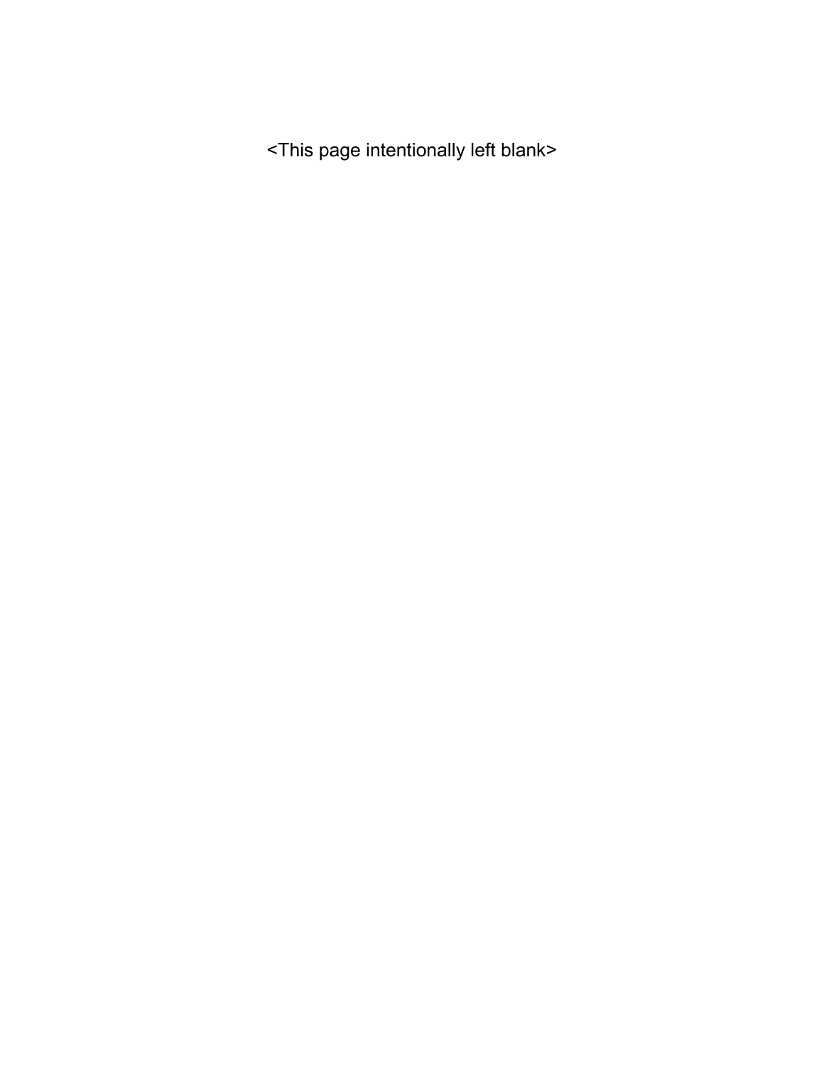<This page intentionally left blank>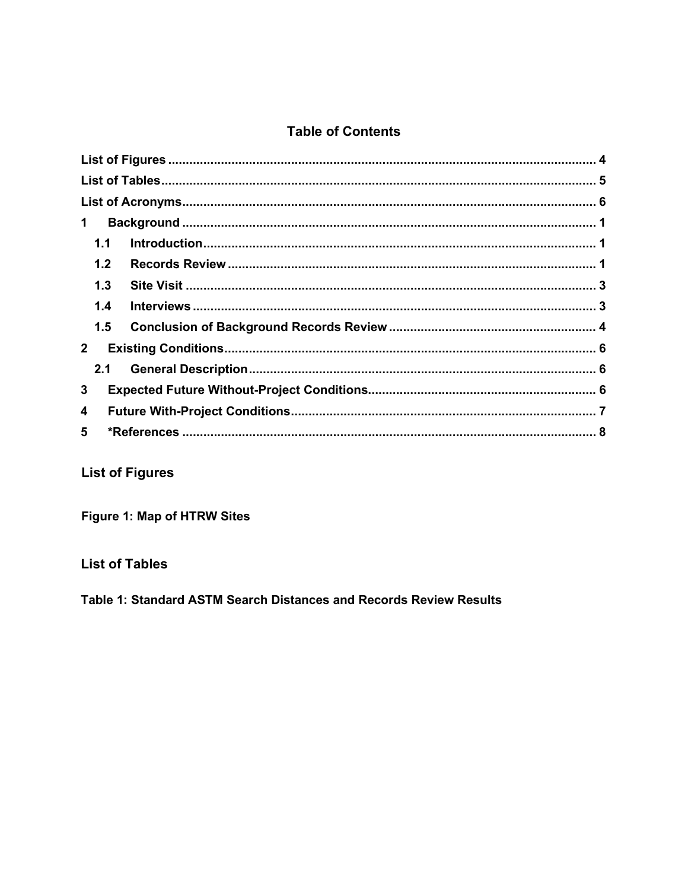## Table of Contents

List of Figures ........................................................................................................ 4
List of Tables ........................................................................................................... 5
List of Acronyms ...................................................................................................... 6
1 Background ........................................................................................................ 1
  1.1 Introduction ................................................................................................. 1
  1.2 Records Review ........................................................................................... 1
  1.3 Site Visit ....................................................................................................... 3
  1.4 Interviews .................................................................................................... 3
  1.5 Conclusion of Background Records Review ................................................ 4
2 Existing Conditions ............................................................................................. 6
  2.1 General Description ..................................................................................... 6
3 Expected Future Without-Project Conditions ...................................................... 6
4 Future With-Project Conditions ........................................................................... 7
5 *References ........................................................................................................ 8

## List of Figures

**Figure 1: Map of HTRW Sites**

## List of Tables

**Table 1: Standard ASTM Search Distances and Records Review Results**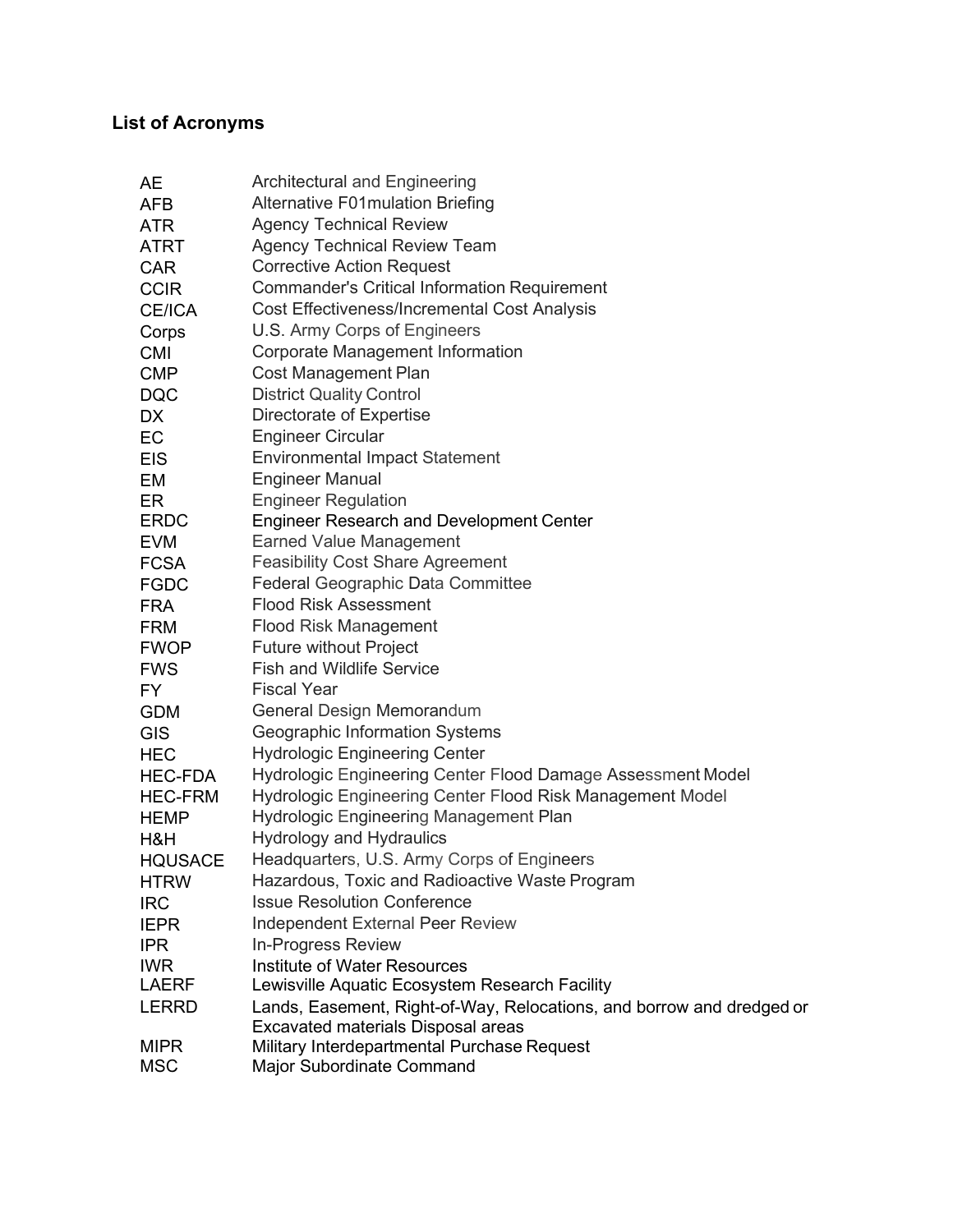## List of Acronyms

| | |
|---|---|
| AE | Architectural and Engineering |
| AFB | Alternative F01mulation Briefing |
| ATR | Agency Technical Review |
| ATRT | Agency Technical Review Team |
| CAR | Corrective Action Request |
| CCIR | Commander's Critical Information Requirement |
| CE/ICA | Cost Effectiveness/Incremental Cost Analysis |
| Corps | U.S. Army Corps of Engineers |
| CMI | Corporate Management Information |
| CMP | Cost Management Plan |
| DQC | District Quality Control |
| DX | Directorate of Expertise |
| EC | Engineer Circular |
| EIS | Environmental Impact Statement |
| EM | Engineer Manual |
| ER | Engineer Regulation |
| ERDC | Engineer Research and Development Center |
| EVM | Earned Value Management |
| FCSA | Feasibility Cost Share Agreement |
| FGDC | Federal Geographic Data Committee |
| FRA | Flood Risk Assessment |
| FRM | Flood Risk Management |
| FWOP | Future without Project |
| FWS | Fish and Wildlife Service |
| FY | Fiscal Year |
| GDM | General Design Memorandum |
| GIS | Geographic Information Systems |
| HEC | Hydrologic Engineering Center |
| HEC-FDA | Hydrologic Engineering Center Flood Damage Assessment Model |
| HEC-FRM | Hydrologic Engineering Center Flood Risk Management Model |
| HEMP | Hydrologic Engineering Management Plan |
| H&H | Hydrology and Hydraulics |
| HQUSACE | Headquarters, U.S. Army Corps of Engineers |
| HTRW | Hazardous, Toxic and Radioactive Waste Program |
| IRC | Issue Resolution Conference |
| IEPR | Independent External Peer Review |
| IPR | In-Progress Review |
| IWR | Institute of Water Resources |
| LAERF | Lewisville Aquatic Ecosystem Research Facility |
| LERRD | Lands, Easement, Right-of-Way, Relocations, and borrow and dredged or Excavated materials Disposal areas |
| MIPR | Military Interdepartmental Purchase Request |
| MSC | Major Subordinate Command |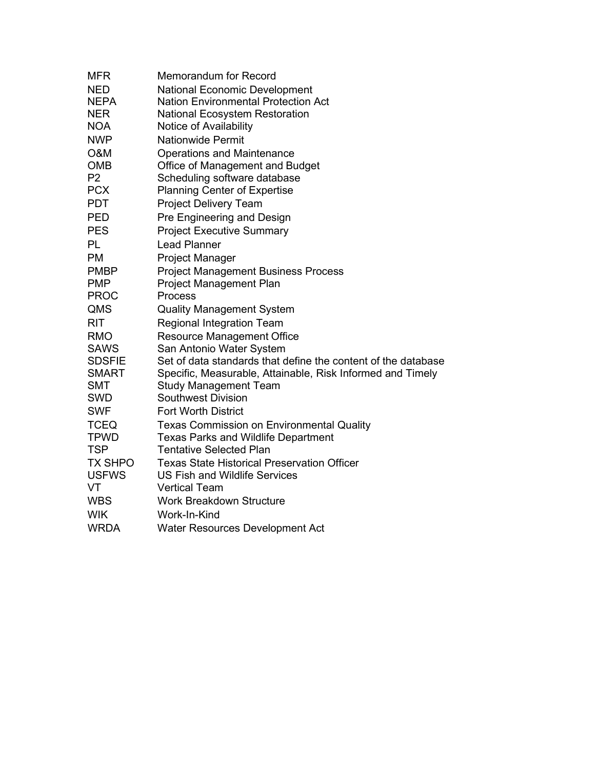| | |
|---|---|
| MFR | Memorandum for Record |
| NED | National Economic Development |
| NEPA | Nation Environmental Protection Act |
| NER | National Ecosystem Restoration |
| NOA | Notice of Availability |
| NWP | Nationwide Permit |
| O&M | Operations and Maintenance |
| OMB | Office of Management and Budget |
| P2 | Scheduling software database |
| PCX | Planning Center of Expertise |
| PDT | Project Delivery Team |
| PED | Pre Engineering and Design |
| PES | Project Executive Summary |
| PL | Lead Planner |
| PM | Project Manager |
| PMBP | Project Management Business Process |
| PMP | Project Management Plan |
| PROC | Process |
| QMS | Quality Management System |
| RIT | Regional Integration Team |
| RMO | Resource Management Office |
| SAWS | San Antonio Water System |
| SDSFIE | Set of data standards that define the content of the database |
| SMART | Specific, Measurable, Attainable, Risk Informed and Timely |
| SMT | Study Management Team |
| SWD | Southwest Division |
| SWF | Fort Worth District |
| TCEQ | Texas Commission on Environmental Quality |
| TPWD | Texas Parks and Wildlife Department |
| TSP | Tentative Selected Plan |
| TX SHPO | Texas State Historical Preservation Officer |
| USFWS | US Fish and Wildlife Services |
| VT | Vertical Team |
| WBS | Work Breakdown Structure |
| WIK | Work-In-Kind |
| WRDA | Water Resources Development Act |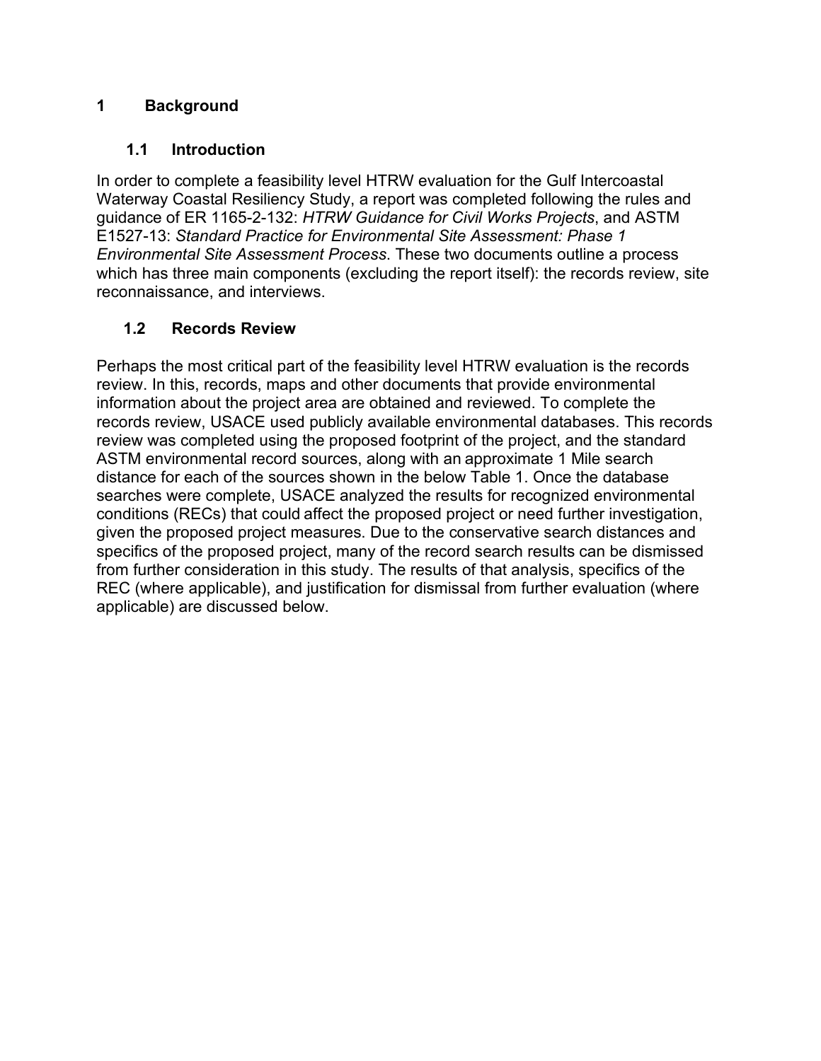# 1 Background

## 1.1 Introduction

In order to complete a feasibility level HTRW evaluation for the Gulf Intercoastal Waterway Coastal Resiliency Study, a report was completed following the rules and guidance of ER 1165-2-132: *HTRW Guidance for Civil Works Projects*, and ASTM E1527-13: *Standard Practice for Environmental Site Assessment: Phase 1 Environmental Site Assessment Process*. These two documents outline a process which has three main components (excluding the report itself): the records review, site reconnaissance, and interviews.

## 1.2 Records Review

Perhaps the most critical part of the feasibility level HTRW evaluation is the records review. In this, records, maps and other documents that provide environmental information about the project area are obtained and reviewed. To complete the records review, USACE used publicly available environmental databases. This records review was completed using the proposed footprint of the project, and the standard ASTM environmental record sources, along with an approximate 1 Mile search distance for each of the sources shown in the below Table 1. Once the database searches were complete, USACE analyzed the results for recognized environmental conditions (RECs) that could affect the proposed project or need further investigation, given the proposed project measures. Due to the conservative search distances and specifics of the proposed project, many of the record search results can be dismissed from further consideration in this study. The results of that analysis, specifics of the REC (where applicable), and justification for dismissal from further evaluation (where applicable) are discussed below.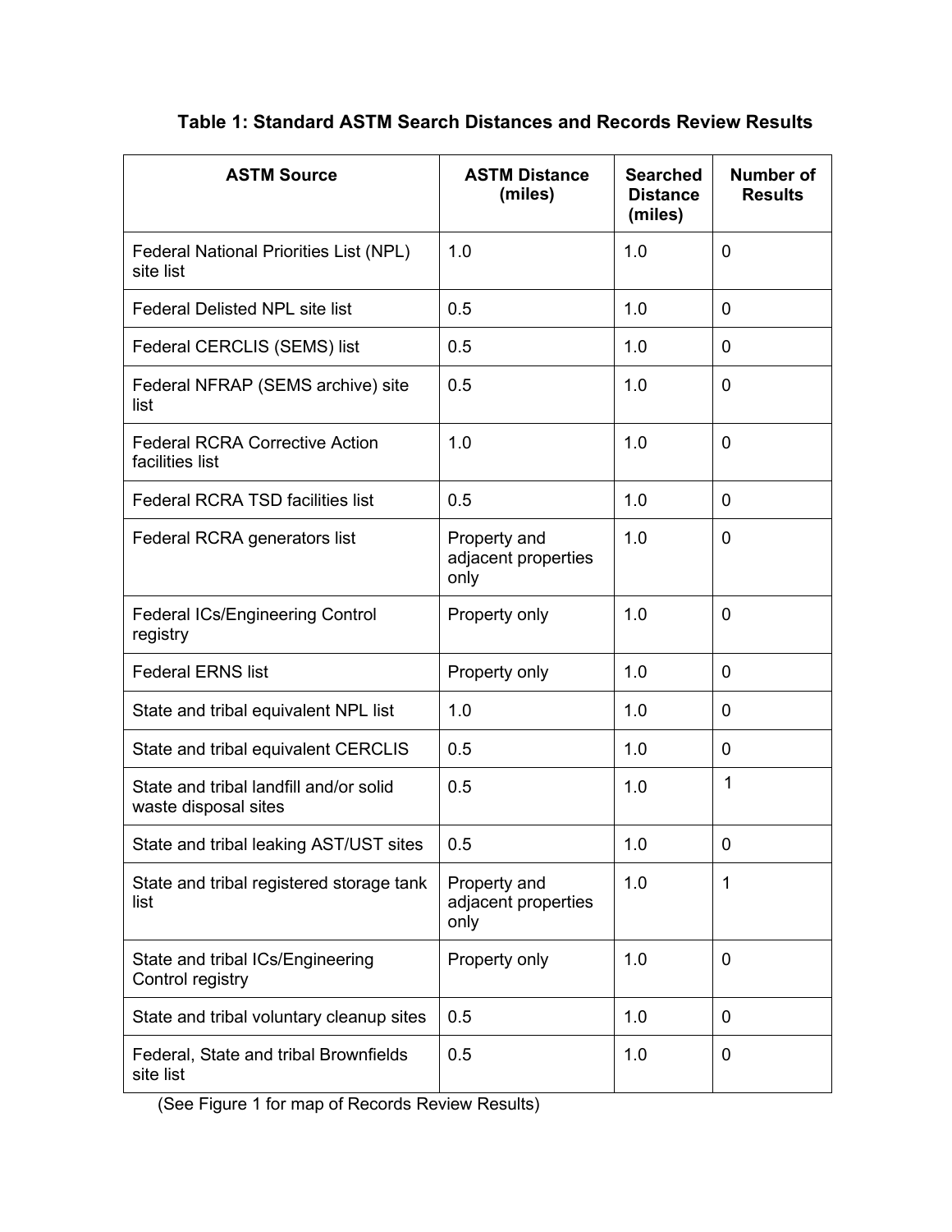### Table 1: Standard ASTM Search Distances and Records Review Results

| ASTM Source | ASTM Distance (miles) | Searched Distance (miles) | Number of Results |
|---|---|---|---|
| Federal National Priorities List (NPL) site list | 1.0 | 1.0 | 0 |
| Federal Delisted NPL site list | 0.5 | 1.0 | 0 |
| Federal CERCLIS (SEMS) list | 0.5 | 1.0 | 0 |
| Federal NFRAP (SEMS archive) site list | 0.5 | 1.0 | 0 |
| Federal RCRA Corrective Action facilities list | 1.0 | 1.0 | 0 |
| Federal RCRA TSD facilities list | 0.5 | 1.0 | 0 |
| Federal RCRA generators list | Property and adjacent properties only | 1.0 | 0 |
| Federal ICs/Engineering Control registry | Property only | 1.0 | 0 |
| Federal ERNS list | Property only | 1.0 | 0 |
| State and tribal equivalent NPL list | 1.0 | 1.0 | 0 |
| State and tribal equivalent CERCLIS | 0.5 | 1.0 | 0 |
| State and tribal landfill and/or solid waste disposal sites | 0.5 | 1.0 | 1 |
| State and tribal leaking AST/UST sites | 0.5 | 1.0 | 0 |
| State and tribal registered storage tank list | Property and adjacent properties only | 1.0 | 1 |
| State and tribal ICs/Engineering Control registry | Property only | 1.0 | 0 |
| State and tribal voluntary cleanup sites | 0.5 | 1.0 | 0 |
| Federal, State and tribal Brownfields site list | 0.5 | 1.0 | 0 |

(See Figure 1 for map of Records Review Results)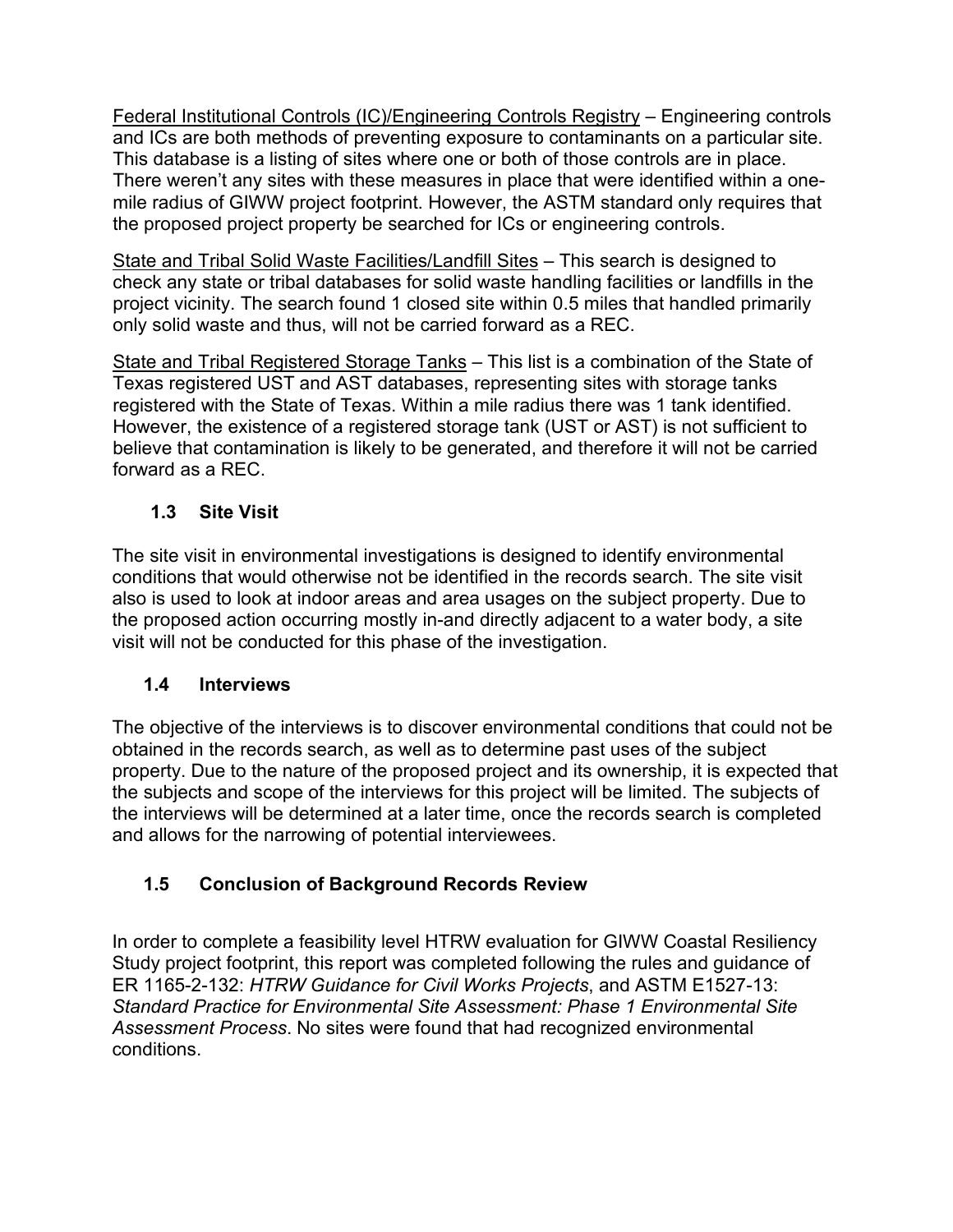Federal Institutional Controls (IC)/Engineering Controls Registry – Engineering controls and ICs are both methods of preventing exposure to contaminants on a particular site. This database is a listing of sites where one or both of those controls are in place. There weren't any sites with these measures in place that were identified within a one-mile radius of GIWW project footprint. However, the ASTM standard only requires that the proposed project property be searched for ICs or engineering controls.

State and Tribal Solid Waste Facilities/Landfill Sites – This search is designed to check any state or tribal databases for solid waste handling facilities or landfills in the project vicinity. The search found 1 closed site within 0.5 miles that handled primarily only solid waste and thus, will not be carried forward as a REC.

State and Tribal Registered Storage Tanks – This list is a combination of the State of Texas registered UST and AST databases, representing sites with storage tanks registered with the State of Texas. Within a mile radius there was 1 tank identified. However, the existence of a registered storage tank (UST or AST) is not sufficient to believe that contamination is likely to be generated, and therefore it will not be carried forward as a REC.

### 1.3 Site Visit

The site visit in environmental investigations is designed to identify environmental conditions that would otherwise not be identified in the records search. The site visit also is used to look at indoor areas and area usages on the subject property. Due to the proposed action occurring mostly in-and directly adjacent to a water body, a site visit will not be conducted for this phase of the investigation.

### 1.4 Interviews

The objective of the interviews is to discover environmental conditions that could not be obtained in the records search, as well as to determine past uses of the subject property. Due to the nature of the proposed project and its ownership, it is expected that the subjects and scope of the interviews for this project will be limited. The subjects of the interviews will be determined at a later time, once the records search is completed and allows for the narrowing of potential interviewees.

### 1.5 Conclusion of Background Records Review

In order to complete a feasibility level HTRW evaluation for GIWW Coastal Resiliency Study project footprint, this report was completed following the rules and guidance of ER 1165-2-132: *HTRW Guidance for Civil Works Projects*, and ASTM E1527-13: *Standard Practice for Environmental Site Assessment: Phase 1 Environmental Site Assessment Process*. No sites were found that had recognized environmental conditions.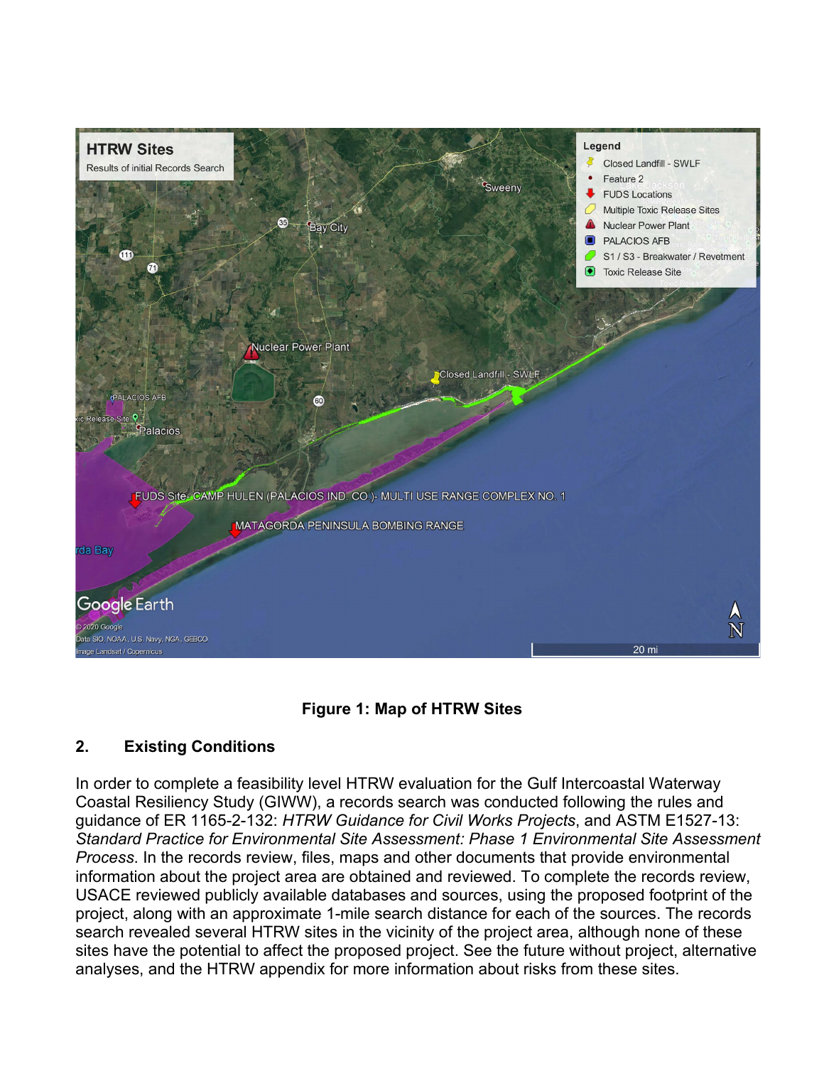**Figure 1: Map of HTRW Sites**

## 2. Existing Conditions

In order to complete a feasibility level HTRW evaluation for the Gulf Intercoastal Waterway Coastal Resiliency Study (GIWW), a records search was conducted following the rules and guidance of ER 1165-2-132: *HTRW Guidance for Civil Works Projects*, and ASTM E1527-13: *Standard Practice for Environmental Site Assessment: Phase 1 Environmental Site Assessment Process*. In the records review, files, maps and other documents that provide environmental information about the project area are obtained and reviewed. To complete the records review, USACE reviewed publicly available databases and sources, using the proposed footprint of the project, along with an approximate 1-mile search distance for each of the sources. The records search revealed several HTRW sites in the vicinity of the project area, although none of these sites have the potential to affect the proposed project. See the future without project, alternative analyses, and the HTRW appendix for more information about risks from these sites.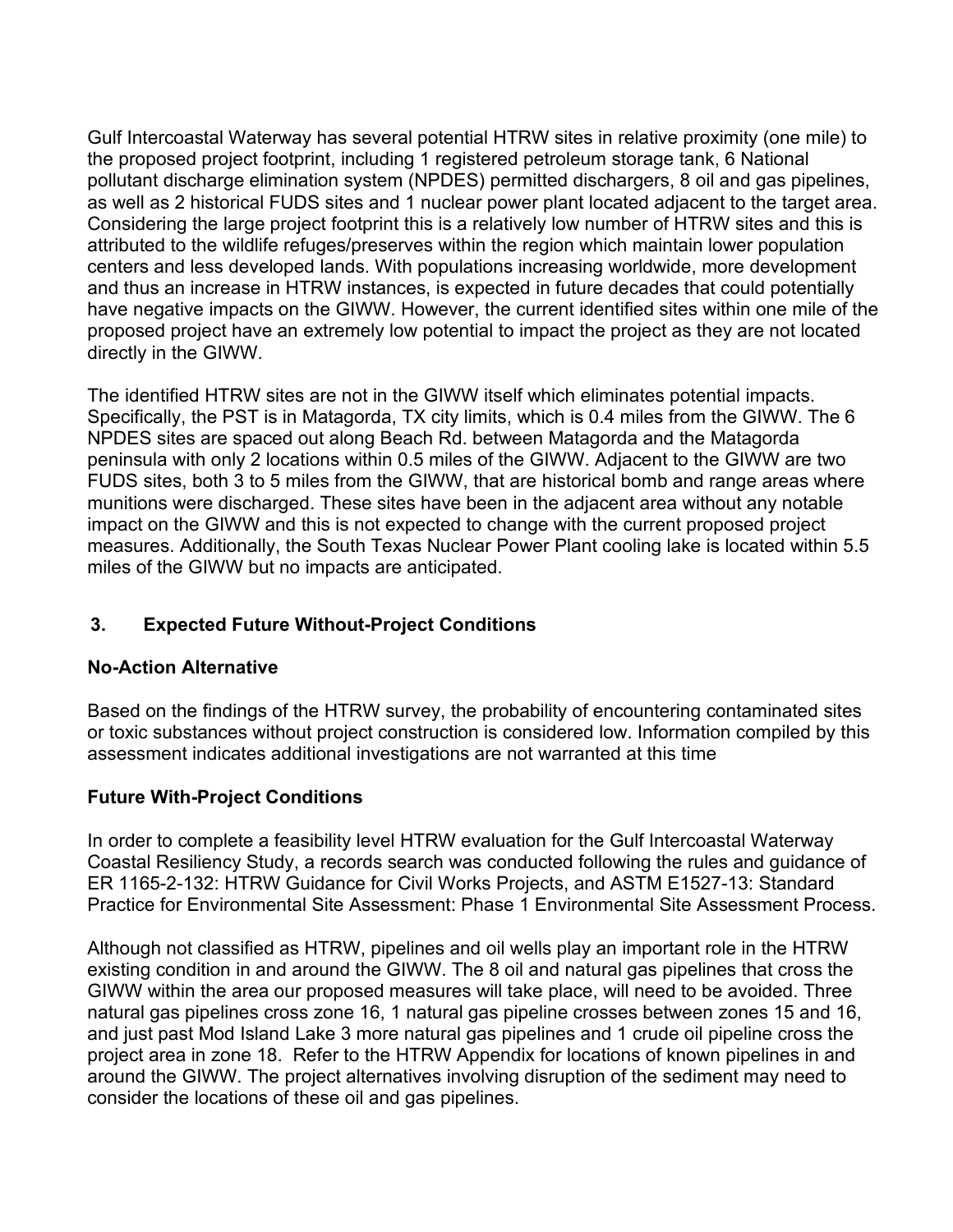Gulf Intercoastal Waterway has several potential HTRW sites in relative proximity (one mile) to the proposed project footprint, including 1 registered petroleum storage tank, 6 National pollutant discharge elimination system (NPDES) permitted dischargers, 8 oil and gas pipelines, as well as 2 historical FUDS sites and 1 nuclear power plant located adjacent to the target area. Considering the large project footprint this is a relatively low number of HTRW sites and this is attributed to the wildlife refuges/preserves within the region which maintain lower population centers and less developed lands. With populations increasing worldwide, more development and thus an increase in HTRW instances, is expected in future decades that could potentially have negative impacts on the GIWW. However, the current identified sites within one mile of the proposed project have an extremely low potential to impact the project as they are not located directly in the GIWW.

The identified HTRW sites are not in the GIWW itself which eliminates potential impacts. Specifically, the PST is in Matagorda, TX city limits, which is 0.4 miles from the GIWW. The 6 NPDES sites are spaced out along Beach Rd. between Matagorda and the Matagorda peninsula with only 2 locations within 0.5 miles of the GIWW. Adjacent to the GIWW are two FUDS sites, both 3 to 5 miles from the GIWW, that are historical bomb and range areas where munitions were discharged. These sites have been in the adjacent area without any notable impact on the GIWW and this is not expected to change with the current proposed project measures. Additionally, the South Texas Nuclear Power Plant cooling lake is located within 5.5 miles of the GIWW but no impacts are anticipated.

## 3. Expected Future Without-Project Conditions

### No-Action Alternative

Based on the findings of the HTRW survey, the probability of encountering contaminated sites or toxic substances without project construction is considered low. Information compiled by this assessment indicates additional investigations are not warranted at this time

### Future With-Project Conditions

In order to complete a feasibility level HTRW evaluation for the Gulf Intercoastal Waterway Coastal Resiliency Study, a records search was conducted following the rules and guidance of ER 1165-2-132: HTRW Guidance for Civil Works Projects, and ASTM E1527-13: Standard Practice for Environmental Site Assessment: Phase 1 Environmental Site Assessment Process.

Although not classified as HTRW, pipelines and oil wells play an important role in the HTRW existing condition in and around the GIWW. The 8 oil and natural gas pipelines that cross the GIWW within the area our proposed measures will take place, will need to be avoided. Three natural gas pipelines cross zone 16, 1 natural gas pipeline crosses between zones 15 and 16, and just past Mod Island Lake 3 more natural gas pipelines and 1 crude oil pipeline cross the project area in zone 18. Refer to the HTRW Appendix for locations of known pipelines in and around the GIWW. The project alternatives involving disruption of the sediment may need to consider the locations of these oil and gas pipelines.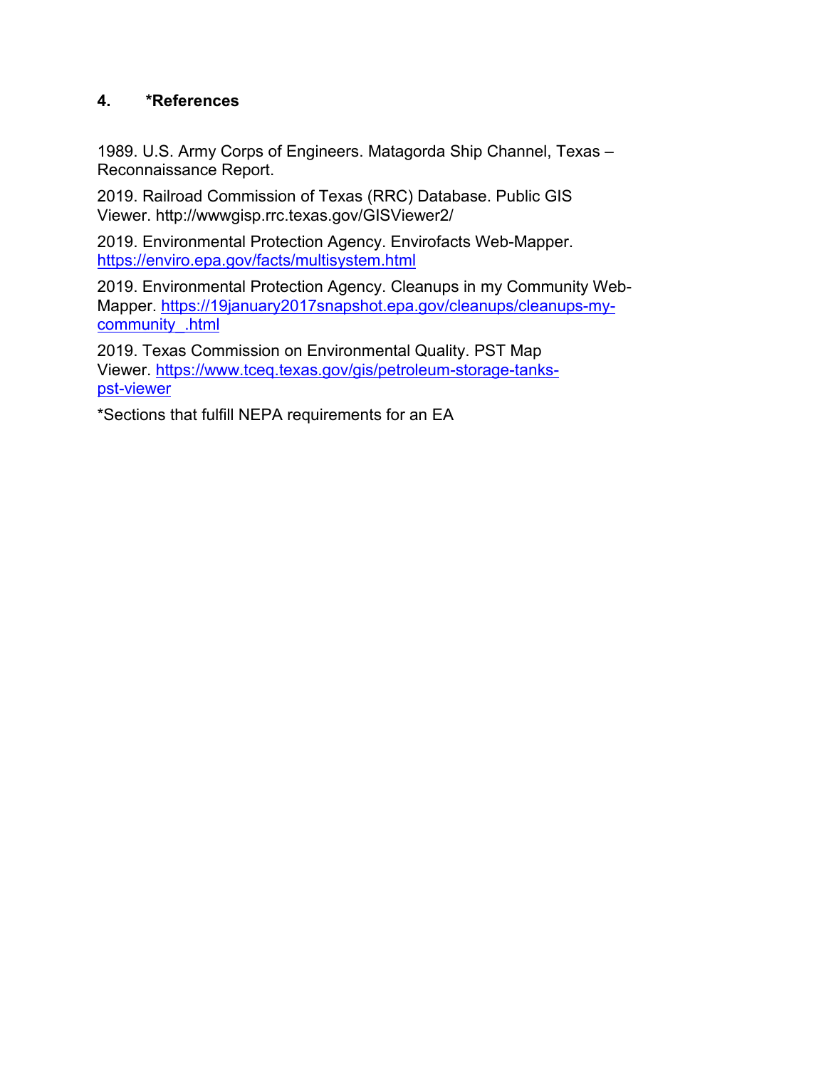## 4. *References

1989. U.S. Army Corps of Engineers. Matagorda Ship Channel, Texas – Reconnaissance Report.

2019. Railroad Commission of Texas (RRC) Database. Public GIS Viewer. http://wwwgisp.rrc.texas.gov/GISViewer2/

2019. Environmental Protection Agency. Envirofacts Web-Mapper. https://enviro.epa.gov/facts/multisystem.html

2019. Environmental Protection Agency. Cleanups in my Community Web-Mapper. https://19january2017snapshot.epa.gov/cleanups/cleanups-my-community_.html

2019. Texas Commission on Environmental Quality. PST Map Viewer. https://www.tceq.texas.gov/gis/petroleum-storage-tanks-pst-viewer

*Sections that fulfill NEPA requirements for an EA